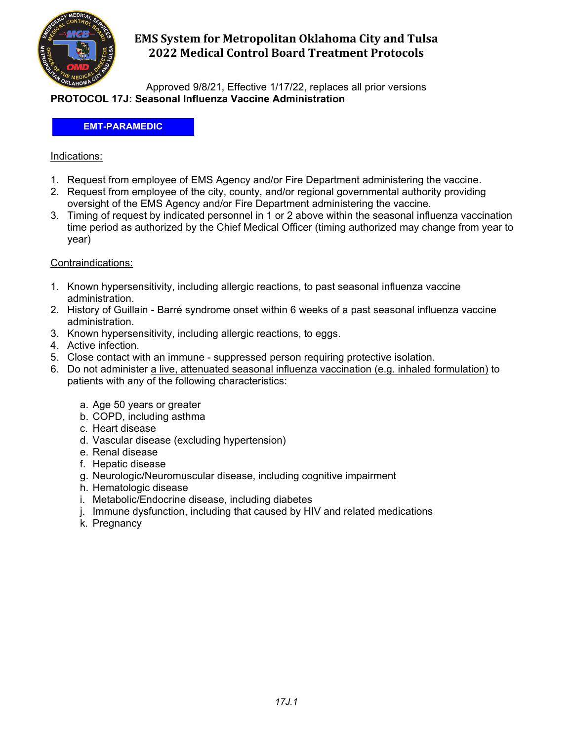# EMS System for Metropolitan Oklahoma City and Tulsa
# 2022 Medical Control Board Treatment Protocols

Approved 9/8/21, Effective 1/17/22, replaces all prior versions

**PROTOCOL 17J: Seasonal Influenza Vaccine Administration**

**EMT-PARAMEDIC**

Indications:

1. Request from employee of EMS Agency and/or Fire Department administering the vaccine.
2. Request from employee of the city, county, and/or regional governmental authority providing oversight of the EMS Agency and/or Fire Department administering the vaccine.
3. Timing of request by indicated personnel in 1 or 2 above within the seasonal influenza vaccination time period as authorized by the Chief Medical Officer (timing authorized may change from year to year)

Contraindications:

1. Known hypersensitivity, including allergic reactions, to past seasonal influenza vaccine administration.
2. History of Guillain - Barré syndrome onset within 6 weeks of a past seasonal influenza vaccine administration.
3. Known hypersensitivity, including allergic reactions, to eggs.
4. Active infection.
5. Close contact with an immune - suppressed person requiring protective isolation.
6. Do not administer a live, attenuated seasonal influenza vaccination (e.g. inhaled formulation) to patients with any of the following characteristics:
   a. Age 50 years or greater
   b. COPD, including asthma
   c. Heart disease
   d. Vascular disease (excluding hypertension)
   e. Renal disease
   f. Hepatic disease
   g. Neurologic/Neuromuscular disease, including cognitive impairment
   h. Hematologic disease
   i. Metabolic/Endocrine disease, including diabetes
   j. Immune dysfunction, including that caused by HIV and related medications
   k. Pregnancy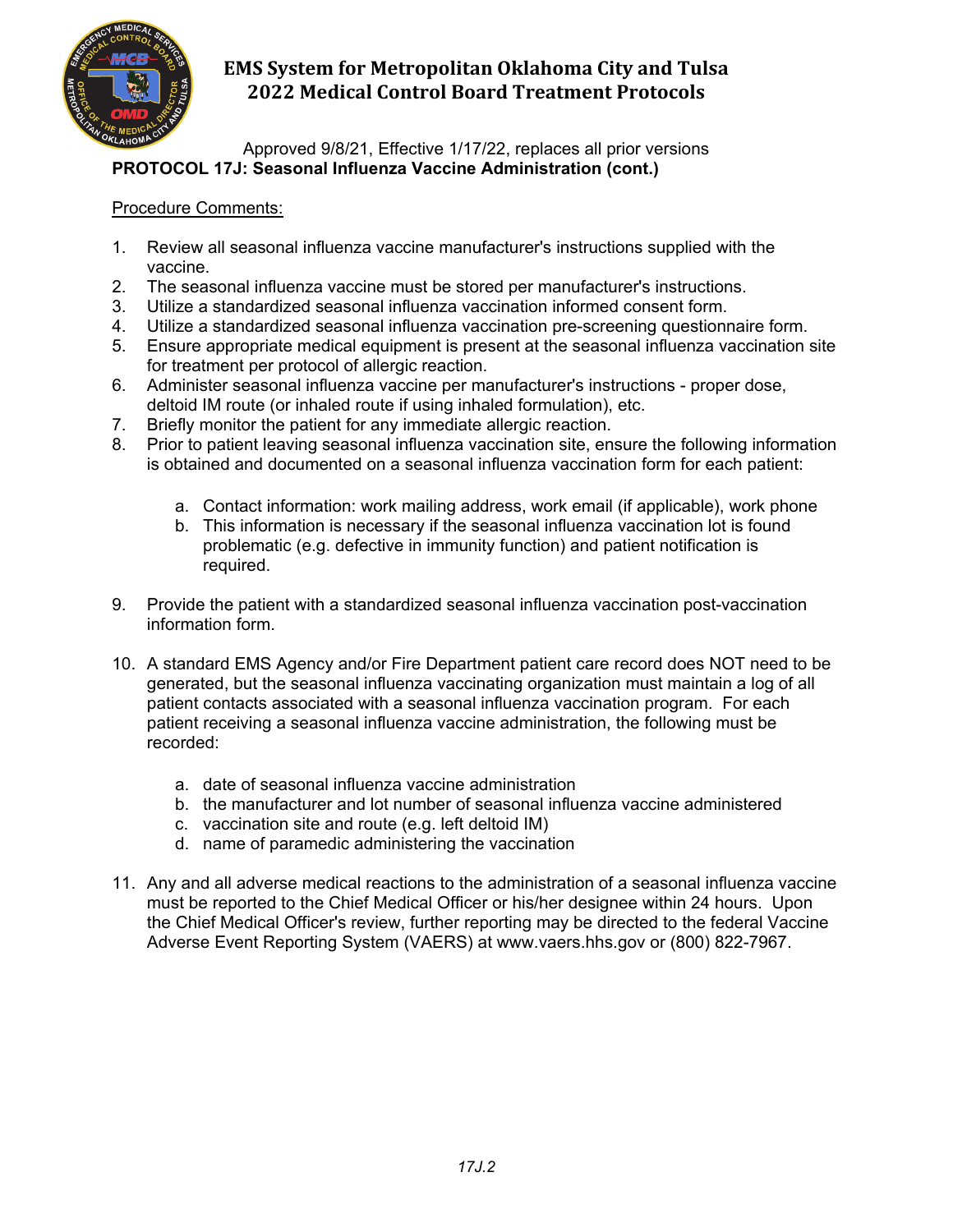# EMS System for Metropolitan Oklahoma City and Tulsa
# 2022 Medical Control Board Treatment Protocols

Approved 9/8/21, Effective 1/17/22, replaces all prior versions

**PROTOCOL 17J: Seasonal Influenza Vaccine Administration (cont.)**

Procedure Comments:

1. Review all seasonal influenza vaccine manufacturer's instructions supplied with the vaccine.
2. The seasonal influenza vaccine must be stored per manufacturer's instructions.
3. Utilize a standardized seasonal influenza vaccination informed consent form.
4. Utilize a standardized seasonal influenza vaccination pre-screening questionnaire form.
5. Ensure appropriate medical equipment is present at the seasonal influenza vaccination site for treatment per protocol of allergic reaction.
6. Administer seasonal influenza vaccine per manufacturer's instructions - proper dose, deltoid IM route (or inhaled route if using inhaled formulation), etc.
7. Briefly monitor the patient for any immediate allergic reaction.
8. Prior to patient leaving seasonal influenza vaccination site, ensure the following information is obtained and documented on a seasonal influenza vaccination form for each patient:

    a. Contact information: work mailing address, work email (if applicable), work phone
    b. This information is necessary if the seasonal influenza vaccination lot is found problematic (e.g. defective in immunity function) and patient notification is required.

9. Provide the patient with a standardized seasonal influenza vaccination post-vaccination information form.

10. A standard EMS Agency and/or Fire Department patient care record does NOT need to be generated, but the seasonal influenza vaccinating organization must maintain a log of all patient contacts associated with a seasonal influenza vaccination program. For each patient receiving a seasonal influenza vaccine administration, the following must be recorded:

    a. date of seasonal influenza vaccine administration
    b. the manufacturer and lot number of seasonal influenza vaccine administered
    c. vaccination site and route (e.g. left deltoid IM)
    d. name of paramedic administering the vaccination

11. Any and all adverse medical reactions to the administration of a seasonal influenza vaccine must be reported to the Chief Medical Officer or his/her designee within 24 hours. Upon the Chief Medical Officer's review, further reporting may be directed to the federal Vaccine Adverse Event Reporting System (VAERS) at www.vaers.hhs.gov or (800) 822-7967.